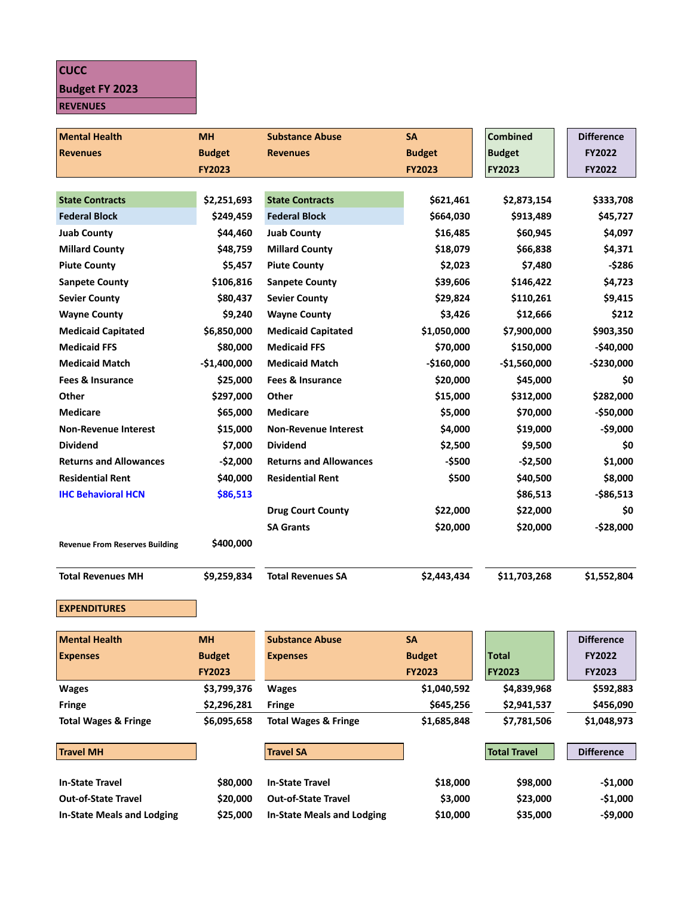**CUCC**

**Budget FY 2023**

**REVENUES**

| Mental Health Revenues | MH Budget FY2023 | Substance Abuse Revenues | SA Budget FY2023 | Combined Budget FY2023 | Difference FY2022 FY2022 |
|---|---|---|---|---|---|
| State Contracts | $2,251,693 | State Contracts | $621,461 | $2,873,154 | $333,708 |
| Federal Block | $249,459 | Federal Block | $664,030 | $913,489 | $45,727 |
| Juab County | $44,460 | Juab County | $16,485 | $60,945 | $4,097 |
| Millard County | $48,759 | Millard County | $18,079 | $66,838 | $4,371 |
| Piute County | $5,457 | Piute County | $2,023 | $7,480 | -$286 |
| Sanpete County | $106,816 | Sanpete County | $39,606 | $146,422 | $4,723 |
| Sevier County | $80,437 | Sevier County | $29,824 | $110,261 | $9,415 |
| Wayne County | $9,240 | Wayne County | $3,426 | $12,666 | $212 |
| Medicaid Capitated | $6,850,000 | Medicaid Capitated | $1,050,000 | $7,900,000 | $903,350 |
| Medicaid FFS | $80,000 | Medicaid FFS | $70,000 | $150,000 | -$40,000 |
| Medicaid Match | -$1,400,000 | Medicaid Match | -$160,000 | -$1,560,000 | -$230,000 |
| Fees & Insurance | $25,000 | Fees & Insurance | $20,000 | $45,000 | $0 |
| Other | $297,000 | Other | $15,000 | $312,000 | $282,000 |
| Medicare | $65,000 | Medicare | $5,000 | $70,000 | -$50,000 |
| Non-Revenue Interest | $15,000 | Non-Revenue Interest | $4,000 | $19,000 | -$9,000 |
| Dividend | $7,000 | Dividend | $2,500 | $9,500 | $0 |
| Returns and Allowances | -$2,000 | Returns and Allowances | -$500 | -$2,500 | $1,000 |
| Residential Rent | $40,000 | Residential Rent | $500 | $40,500 | $8,000 |
| IHC Behavioral HCN | $86,513 | | | $86,513 | -$86,513 |
| | | Drug Court County | $22,000 | $22,000 | $0 |
| | | SA Grants | $20,000 | $20,000 | -$28,000 |
| Revenue From Reserves Building | $400,000 | | | | |
| **Total Revenues MH** | **$9,259,834** | **Total Revenues SA** | **$2,443,434** | **$11,703,268** | **$1,552,804** |

**EXPENDITURES**

| Mental Health Expenses | MH Budget FY2023 | Substance Abuse Expenses | SA Budget FY2023 | Total FY2023 | Difference FY2022 FY2023 |
|---|---|---|---|---|---|
| Wages | $3,799,376 | Wages | $1,040,592 | $4,839,968 | $592,883 |
| Fringe | $2,296,281 | Fringe | $645,256 | $2,941,537 | $456,090 |
| **Total Wages & Fringe** | **$6,095,658** | **Total Wages & Fringe** | **$1,685,848** | **$7,781,506** | **$1,048,973** |

| Travel MH | | Travel SA | | Total Travel | Difference |
|---|---|---|---|---|---|
| In-State Travel | $80,000 | In-State Travel | $18,000 | $98,000 | -$1,000 |
| Out-of-State Travel | $20,000 | Out-of-State Travel | $3,000 | $23,000 | -$1,000 |
| In-State Meals and Lodging | $25,000 | In-State Meals and Lodging | $10,000 | $35,000 | -$9,000 |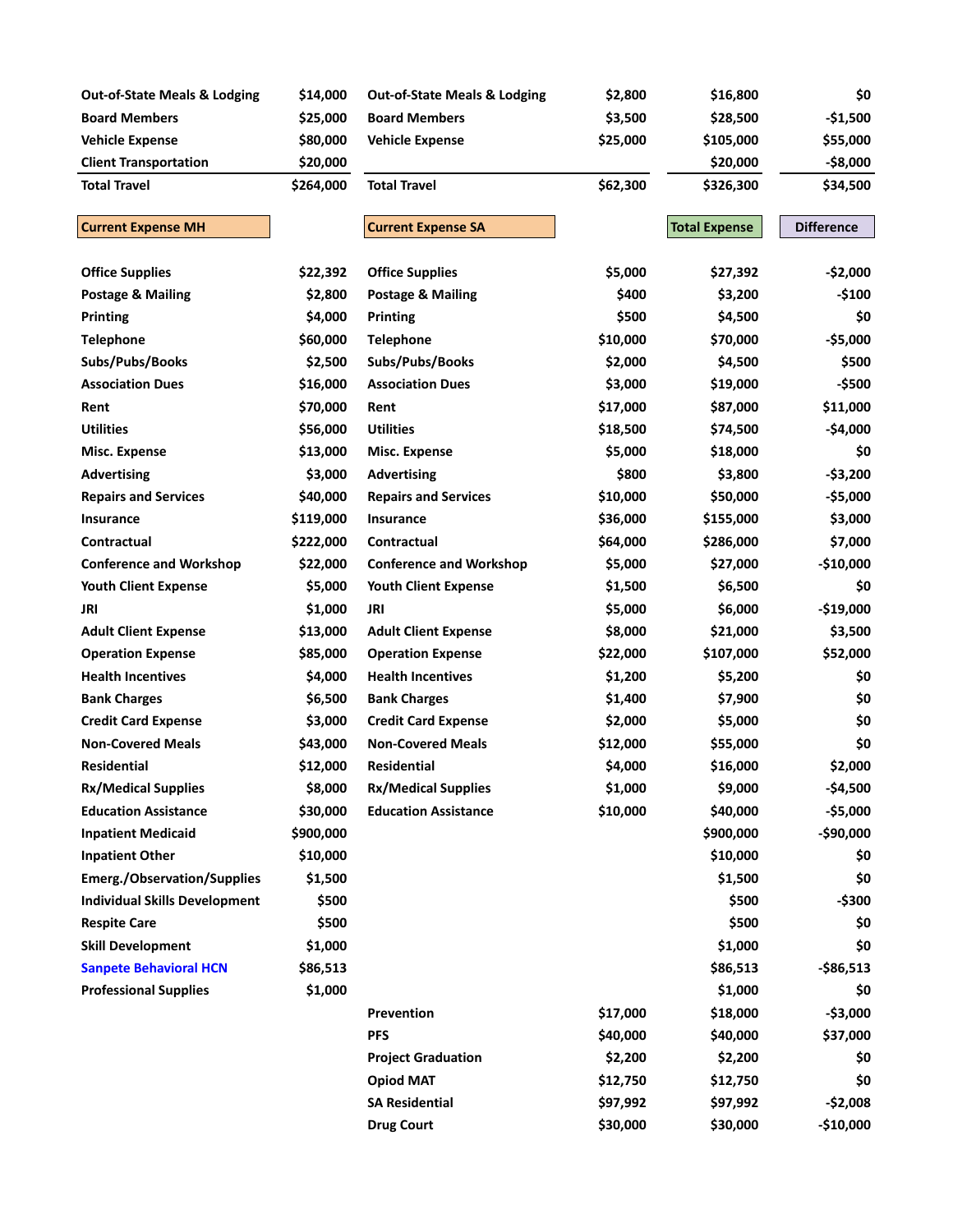| | | | | | |
|---|---|---|---|---|---|
| Out-of-State Meals & Lodging | $14,000 | Out-of-State Meals & Lodging | $2,800 | $16,800 | $0 |
| Board Members | $25,000 | Board Members | $3,500 | $28,500 | -$1,500 |
| Vehicle Expense | $80,000 | Vehicle Expense | $25,000 | $105,000 | $55,000 |
| Client Transportation | $20,000 | | | $20,000 | -$8,000 |
| **Total Travel** | **$264,000** | **Total Travel** | **$62,300** | **$326,300** | **$34,500** |

| **Current Expense MH** | | **Current Expense SA** | | **Total Expense** | **Difference** |
|---|---|---|---|---|---|
| Office Supplies | $22,392 | Office Supplies | $5,000 | $27,392 | -$2,000 |
| Postage & Mailing | $2,800 | Postage & Mailing | $400 | $3,200 | -$100 |
| Printing | $4,000 | Printing | $500 | $4,500 | $0 |
| Telephone | $60,000 | Telephone | $10,000 | $70,000 | -$5,000 |
| Subs/Pubs/Books | $2,500 | Subs/Pubs/Books | $2,000 | $4,500 | $500 |
| Association Dues | $16,000 | Association Dues | $3,000 | $19,000 | -$500 |
| Rent | $70,000 | Rent | $17,000 | $87,000 | $11,000 |
| Utilities | $56,000 | Utilities | $18,500 | $74,500 | -$4,000 |
| Misc. Expense | $13,000 | Misc. Expense | $5,000 | $18,000 | $0 |
| Advertising | $3,000 | Advertising | $800 | $3,800 | -$3,200 |
| Repairs and Services | $40,000 | Repairs and Services | $10,000 | $50,000 | -$5,000 |
| Insurance | $119,000 | Insurance | $36,000 | $155,000 | $3,000 |
| Contractual | $222,000 | Contractual | $64,000 | $286,000 | $7,000 |
| Conference and Workshop | $22,000 | Conference and Workshop | $5,000 | $27,000 | -$10,000 |
| Youth Client Expense | $5,000 | Youth Client Expense | $1,500 | $6,500 | $0 |
| JRI | $1,000 | JRI | $5,000 | $6,000 | -$19,000 |
| Adult Client Expense | $13,000 | Adult Client Expense | $8,000 | $21,000 | $3,500 |
| Operation Expense | $85,000 | Operation Expense | $22,000 | $107,000 | $52,000 |
| Health Incentives | $4,000 | Health Incentives | $1,200 | $5,200 | $0 |
| Bank Charges | $6,500 | Bank Charges | $1,400 | $7,900 | $0 |
| Credit Card Expense | $3,000 | Credit Card Expense | $2,000 | $5,000 | $0 |
| Non-Covered Meals | $43,000 | Non-Covered Meals | $12,000 | $55,000 | $0 |
| Residential | $12,000 | Residential | $4,000 | $16,000 | $2,000 |
| Rx/Medical Supplies | $8,000 | Rx/Medical Supplies | $1,000 | $9,000 | -$4,500 |
| Education Assistance | $30,000 | Education Assistance | $10,000 | $40,000 | -$5,000 |
| Inpatient Medicaid | $900,000 | | | $900,000 | -$90,000 |
| Inpatient Other | $10,000 | | | $10,000 | $0 |
| Emerg./Observation/Supplies | $1,500 | | | $1,500 | $0 |
| Individual Skills Development | $500 | | | $500 | -$300 |
| Respite Care | $500 | | | $500 | $0 |
| Skill Development | $1,000 | | | $1,000 | $0 |
| Sanpete Behavioral HCN | $86,513 | | | $86,513 | -$86,513 |
| Professional Supplies | $1,000 | | | $1,000 | $0 |
| | | Prevention | $17,000 | $18,000 | -$3,000 |
| | | PFS | $40,000 | $40,000 | $37,000 |
| | | Project Graduation | $2,200 | $2,200 | $0 |
| | | Opiod MAT | $12,750 | $12,750 | $0 |
| | | SA Residential | $97,992 | $97,992 | -$2,008 |
| | | Drug Court | $30,000 | $30,000 | -$10,000 |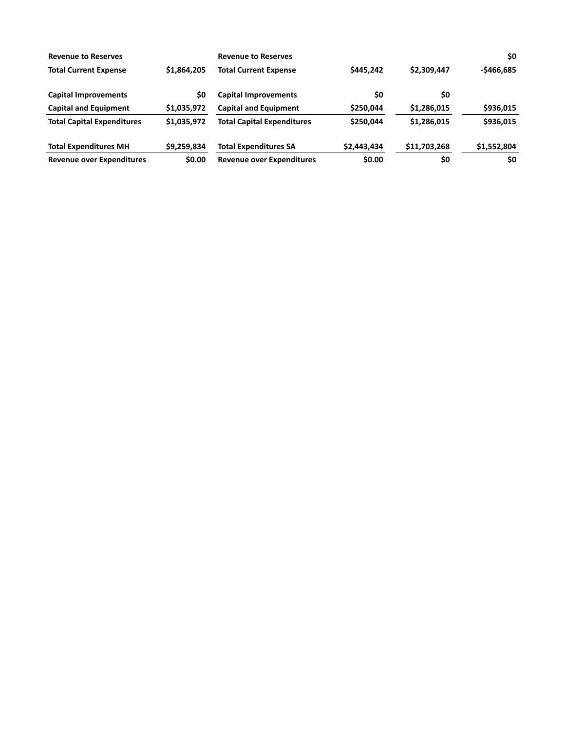| | | | | | |
|---|---|---|---|---|---|
| **Revenue to Reserves** | | **Revenue to Reserves** | | | **$0** |
| **Total Current Expense** | **$1,864,205** | **Total Current Expense** | **$445,242** | **$2,309,447** | **-$466,685** |
| | | | | | |
| **Capital Improvements** | **$0** | **Capital Improvements** | **$0** | **$0** | |
| **Capital and Equipment** | **$1,035,972** | **Capital and Equipment** | **$250,044** | **$1,286,015** | **$936,015** |
| **Total Capital Expenditures** | **$1,035,972** | **Total Capital Expenditures** | **$250,044** | **$1,286,015** | **$936,015** |
| | | | | | |
| **Total Expenditures MH** | **$9,259,834** | **Total Expenditures SA** | **$2,443,434** | **$11,703,268** | **$1,552,804** |
| **Revenue over Expenditures** | **$0.00** | **Revenue over Expenditures** | **$0.00** | **$0** | **$0** |